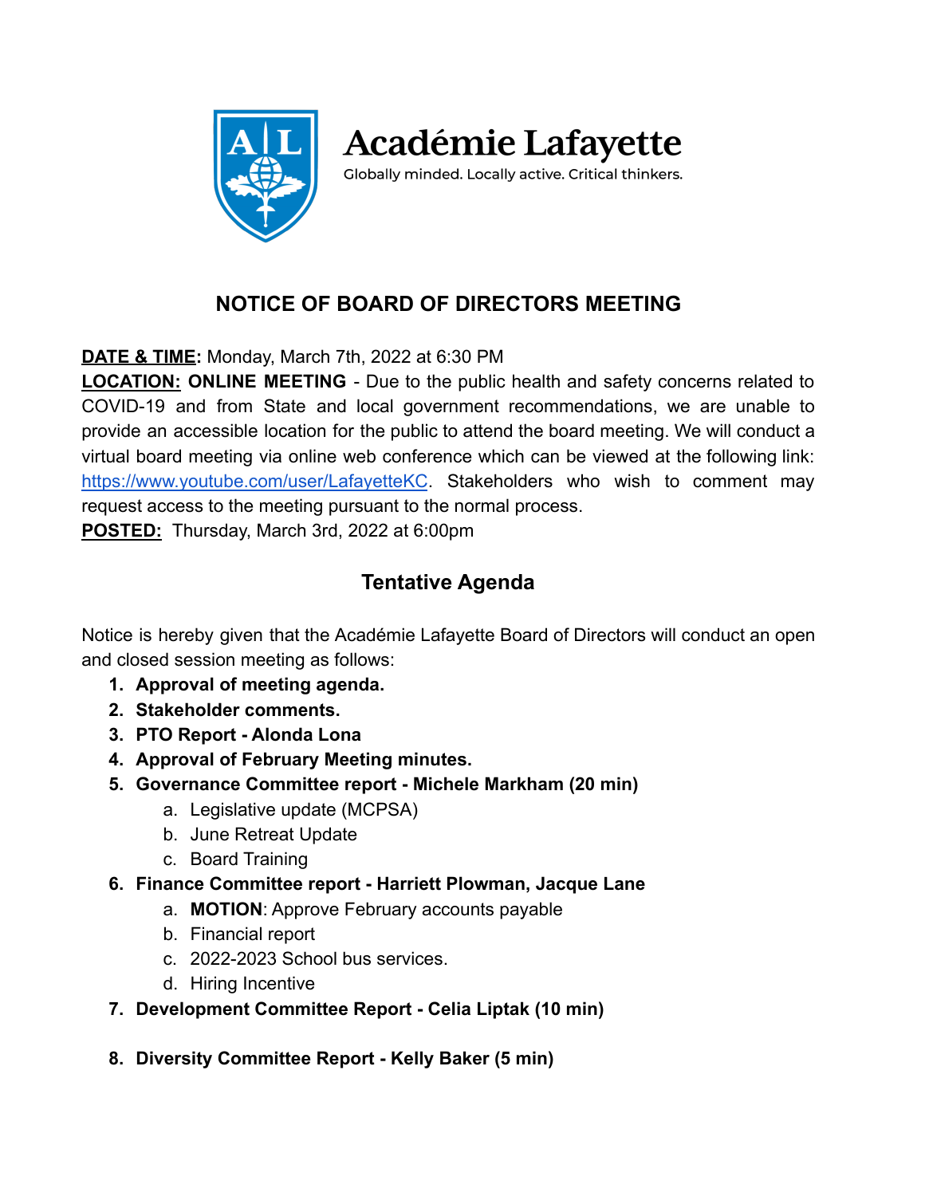**Académie Lafayette**

Globally minded. Locally active. Critical thinkers.

## NOTICE OF BOARD OF DIRECTORS MEETING

**DATE & TIME:** Monday, March 7th, 2022 at 6:30 PM

**LOCATION: ONLINE MEETING** - Due to the public health and safety concerns related to COVID-19 and from State and local government recommendations, we are unable to provide an accessible location for the public to attend the board meeting. We will conduct a virtual board meeting via online web conference which can be viewed at the following link: https://www.youtube.com/user/LafayetteKC. Stakeholders who wish to comment may request access to the meeting pursuant to the normal process.

**POSTED:** Thursday, March 3rd, 2022 at 6:00pm

## Tentative Agenda

Notice is hereby given that the Académie Lafayette Board of Directors will conduct an open and closed session meeting as follows:

1. **Approval of meeting agenda.**
2. **Stakeholder comments.**
3. **PTO Report - Alonda Lona**
4. **Approval of February Meeting minutes.**
5. **Governance Committee report - Michele Markham (20 min)**
   a. Legislative update (MCPSA)
   b. June Retreat Update
   c. Board Training
6. **Finance Committee report - Harriett Plowman, Jacque Lane**
   a. **MOTION**: Approve February accounts payable
   b. Financial report
   c. 2022-2023 School bus services.
   d. Hiring Incentive
7. **Development Committee Report - Celia Liptak (10 min)**
8. **Diversity Committee Report - Kelly Baker (5 min)**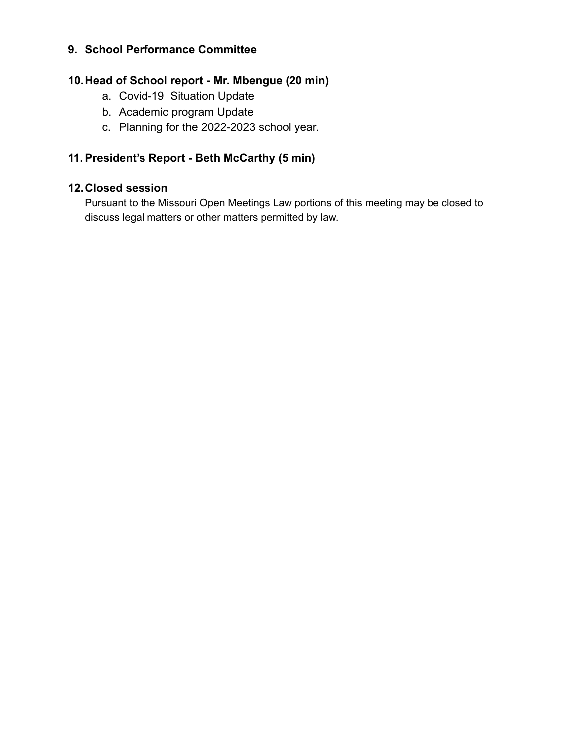9. **School Performance Committee**

10. **Head of School report - Mr. Mbengue (20 min)**
    a. Covid-19 Situation Update
    b. Academic program Update
    c. Planning for the 2022-2023 school year.

11. **President's Report - Beth McCarthy (5 min)**

12. **Closed session**
    Pursuant to the Missouri Open Meetings Law portions of this meeting may be closed to discuss legal matters or other matters permitted by law.